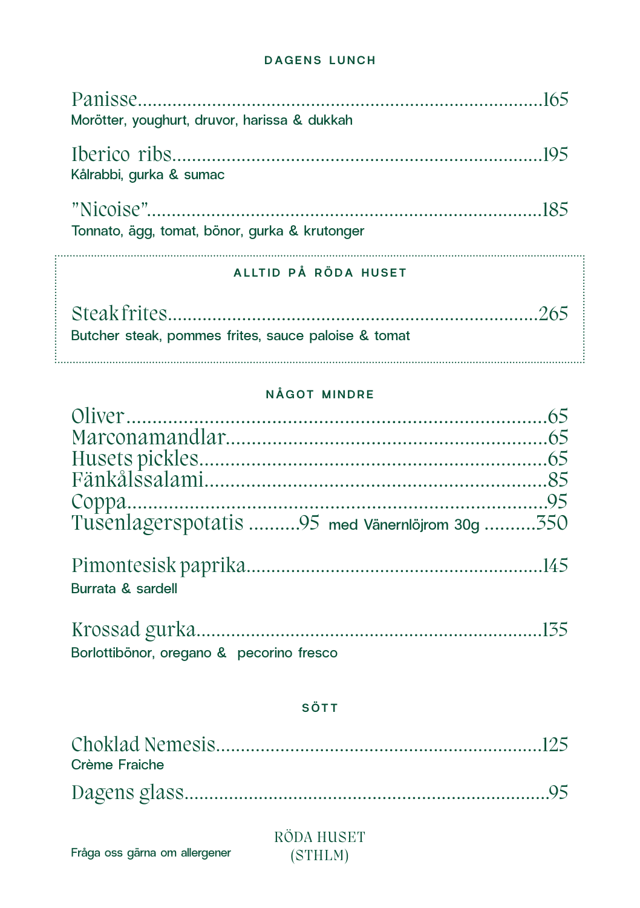## DAGENS LUNCH

**Panisse** ........................................................................ 165
Morötter, youghurt, druvor, harissa & dukkah

**Iberico ribs** ........................................................................ 195
Kålrabbi, gurka & sumac

**"Nicoise"** ........................................................................ 185
Tonnato, ägg, tomat, bönor, gurka & krutonger

## ALLTID PÅ RÖDA HUSET

**Steak frites** ........................................................................ 265
Butcher steak, pommes frites, sauce paloise & tomat

## NÅGOT MINDRE

**Oliver** ........................................................................ 65
**Marconamandlar** ........................................................................ 65
**Husets pickles** ........................................................................ 65
**Fänkålssalami** ........................................................................ 85
**Coppa** ........................................................................ 95
**Tusenlagerspotatis** .......... 95 med Vänernlöjrom 30g .......... 350

**Pimontesisk paprika** ........................................................................ 145
Burrata & sardell

**Krossad gurka** ........................................................................ 135
Borlottibönor, oregano & pecorino fresco

## SÖTT

**Choklad Nemesis** ........................................................................ 125
Crème Fraiche

**Dagens glass** ........................................................................ 95

Fråga oss gärna om allergener

RÖDA HUSET
(STHLM)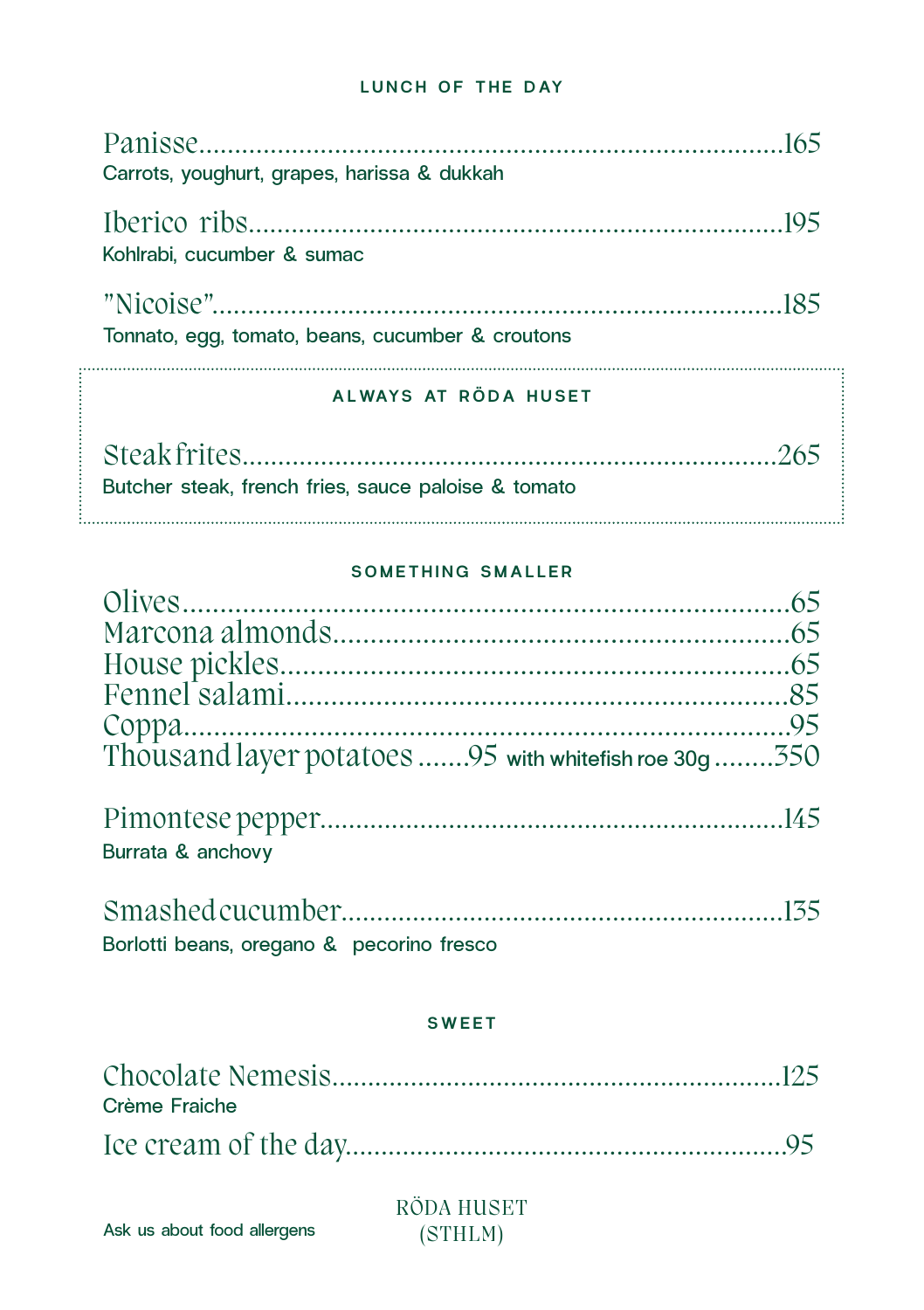## LUNCH OF THE DAY

Panisse....165
Carrots, youghurt, grapes, harissa & dukkah

Iberico ribs....195
Kohlrabi, cucumber & sumac

"Nicoise"....185
Tonnato, egg, tomato, beans, cucumber & croutons

## ALWAYS AT RÖDA HUSET

Steak frites....265
Butcher steak, french fries, sauce paloise & tomato

## SOMETHING SMALLER

Olives....65
Marcona almonds....65
House pickles....65
Fennel salami....85
Coppa....95
Thousand layer potatoes ....95 with whitefish roe 30g ....350

Pimontese pepper....145
Burrata & anchovy

Smashed cucumber....135
Borlotti beans, oregano & pecorino fresco

## SWEET

Chocolate Nemesis....125
Crème Fraiche

Ice cream of the day....95

Ask us about food allergens

RÖDA HUSET
(STHLM)